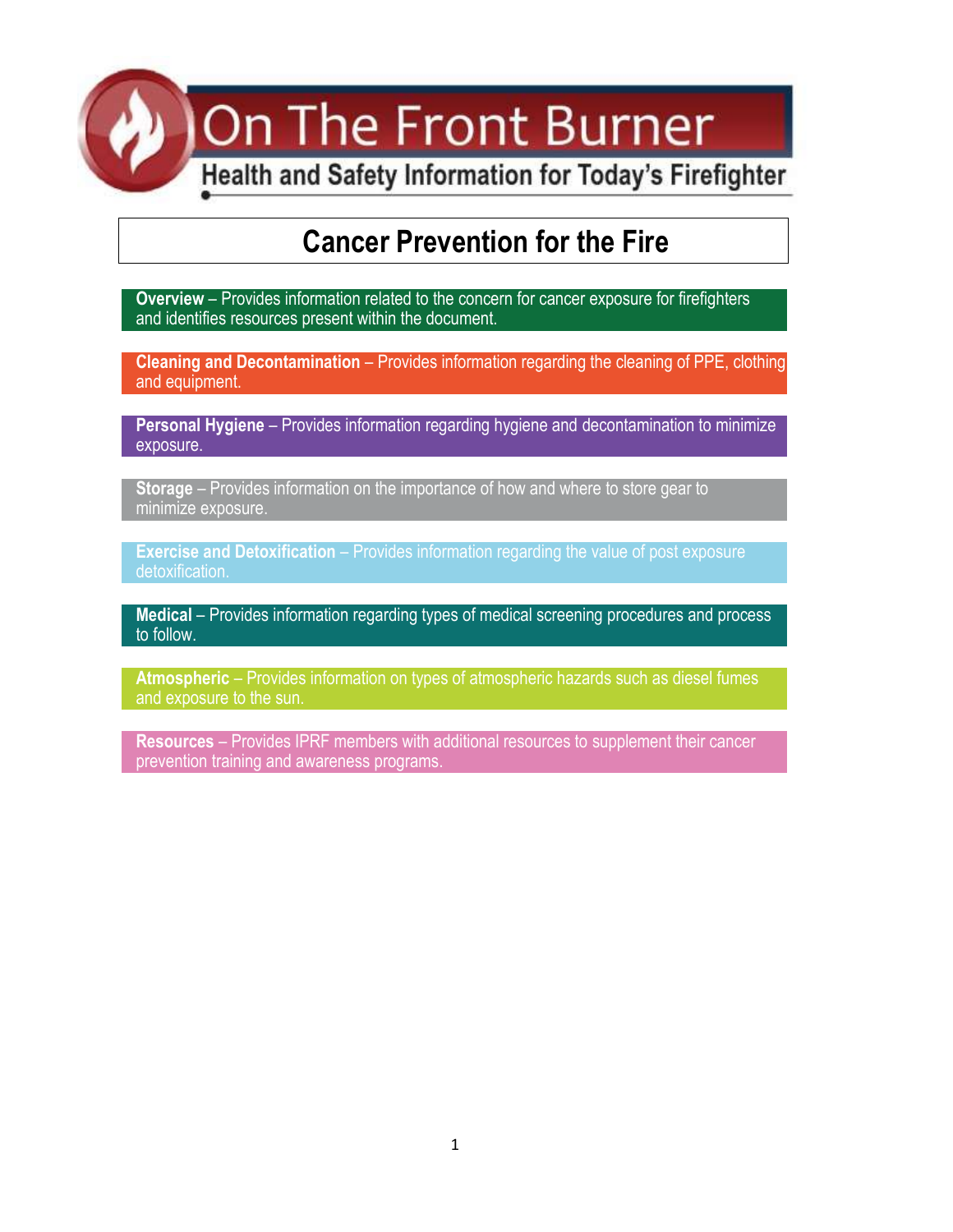# On The Front Burner

**Health and Safety Information for Today's Firefighter**

## Cancer Prevention for the Fire

**Overview** – Provides information related to the concern for cancer exposure for firefighters and identifies resources present within the document.

**Cleaning and Decontamination** – Provides information regarding the cleaning of PPE, clothing and equipment.

**Personal Hygiene** – Provides information regarding hygiene and decontamination to minimize exposure.

**Storage** – Provides information on the importance of how and where to store gear to minimize exposure.

**Exercise and Detoxification** – Provides information regarding the value of post exposure detoxification.

**Medical** – Provides information regarding types of medical screening procedures and process to follow.

**Atmospheric** – Provides information on types of atmospheric hazards such as diesel fumes and exposure to the sun.

**Resources** – Provides IPRF members with additional resources to supplement their cancer prevention training and awareness programs.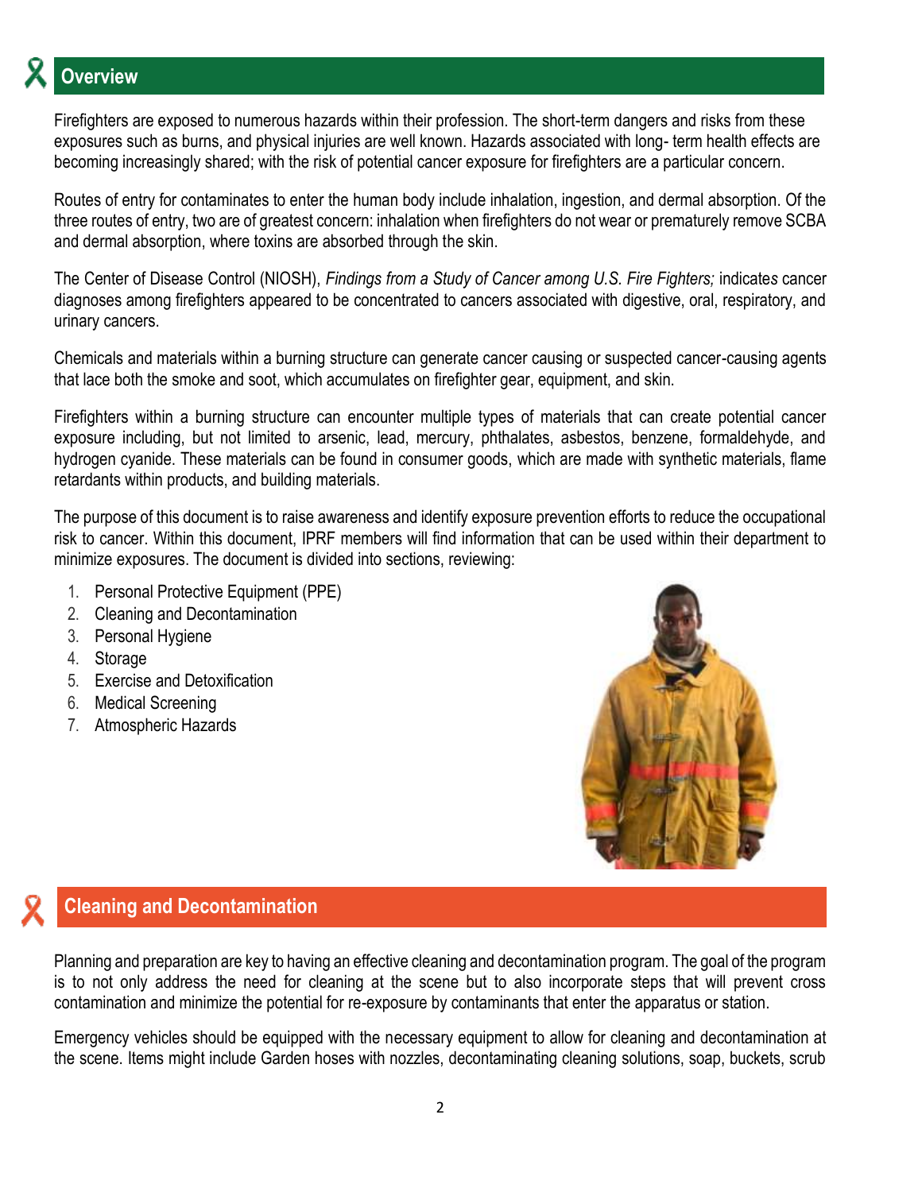## Overview

Firefighters are exposed to numerous hazards within their profession. The short-term dangers and risks from these exposures such as burns, and physical injuries are well known. Hazards associated with long- term health effects are becoming increasingly shared; with the risk of potential cancer exposure for firefighters are a particular concern.

Routes of entry for contaminates to enter the human body include inhalation, ingestion, and dermal absorption. Of the three routes of entry, two are of greatest concern: inhalation when firefighters do not wear or prematurely remove SCBA and dermal absorption, where toxins are absorbed through the skin.

The Center of Disease Control (NIOSH), *Findings from a Study of Cancer among U.S. Fire Fighters;* indicates cancer diagnoses among firefighters appeared to be concentrated to cancers associated with digestive, oral, respiratory, and urinary cancers.

Chemicals and materials within a burning structure can generate cancer causing or suspected cancer-causing agents that lace both the smoke and soot, which accumulates on firefighter gear, equipment, and skin.

Firefighters within a burning structure can encounter multiple types of materials that can create potential cancer exposure including, but not limited to arsenic, lead, mercury, phthalates, asbestos, benzene, formaldehyde, and hydrogen cyanide. These materials can be found in consumer goods, which are made with synthetic materials, flame retardants within products, and building materials.

The purpose of this document is to raise awareness and identify exposure prevention efforts to reduce the occupational risk to cancer. Within this document, IPRF members will find information that can be used within their department to minimize exposures. The document is divided into sections, reviewing:

1. Personal Protective Equipment (PPE)
2. Cleaning and Decontamination
3. Personal Hygiene
4. Storage
5. Exercise and Detoxification
6. Medical Screening
7. Atmospheric Hazards

## Cleaning and Decontamination

Planning and preparation are key to having an effective cleaning and decontamination program. The goal of the program is to not only address the need for cleaning at the scene but to also incorporate steps that will prevent cross contamination and minimize the potential for re-exposure by contaminants that enter the apparatus or station.

Emergency vehicles should be equipped with the necessary equipment to allow for cleaning and decontamination at the scene. Items might include Garden hoses with nozzles, decontaminating cleaning solutions, soap, buckets, scrub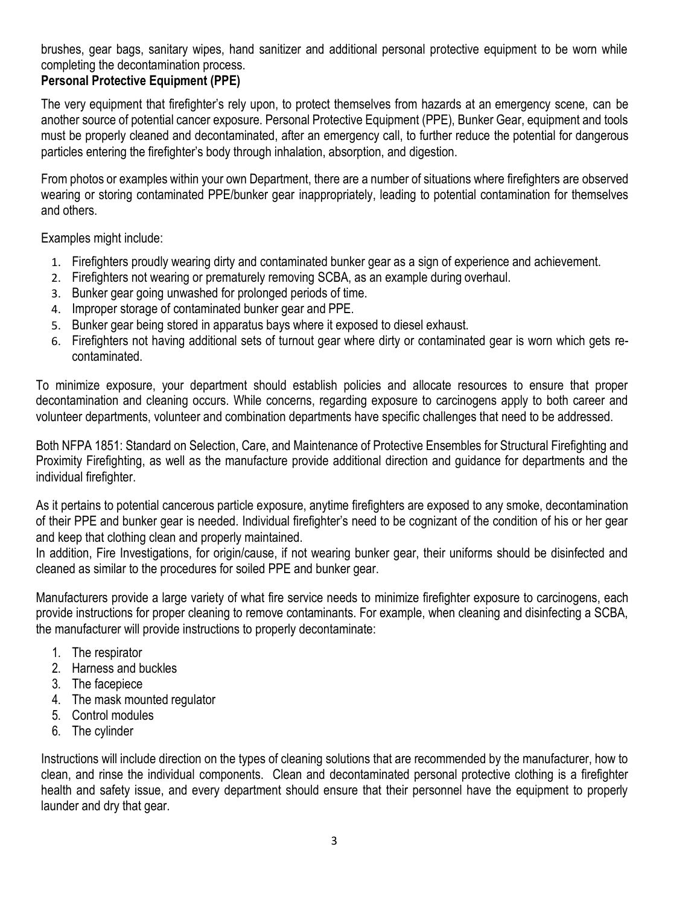brushes, gear bags, sanitary wipes, hand sanitizer and additional personal protective equipment to be worn while completing the decontamination process.

**Personal Protective Equipment (PPE)**

The very equipment that firefighter's rely upon, to protect themselves from hazards at an emergency scene, can be another source of potential cancer exposure. Personal Protective Equipment (PPE), Bunker Gear, equipment and tools must be properly cleaned and decontaminated, after an emergency call, to further reduce the potential for dangerous particles entering the firefighter's body through inhalation, absorption, and digestion.

From photos or examples within your own Department, there are a number of situations where firefighters are observed wearing or storing contaminated PPE/bunker gear inappropriately, leading to potential contamination for themselves and others.

Examples might include:

1. Firefighters proudly wearing dirty and contaminated bunker gear as a sign of experience and achievement.
2. Firefighters not wearing or prematurely removing SCBA, as an example during overhaul.
3. Bunker gear going unwashed for prolonged periods of time.
4. Improper storage of contaminated bunker gear and PPE.
5. Bunker gear being stored in apparatus bays where it exposed to diesel exhaust.
6. Firefighters not having additional sets of turnout gear where dirty or contaminated gear is worn which gets re-contaminated.

To minimize exposure, your department should establish policies and allocate resources to ensure that proper decontamination and cleaning occurs. While concerns, regarding exposure to carcinogens apply to both career and volunteer departments, volunteer and combination departments have specific challenges that need to be addressed.

Both NFPA 1851: Standard on Selection, Care, and Maintenance of Protective Ensembles for Structural Firefighting and Proximity Firefighting, as well as the manufacture provide additional direction and guidance for departments and the individual firefighter.

As it pertains to potential cancerous particle exposure, anytime firefighters are exposed to any smoke, decontamination of their PPE and bunker gear is needed. Individual firefighter's need to be cognizant of the condition of his or her gear and keep that clothing clean and properly maintained.

In addition, Fire Investigations, for origin/cause, if not wearing bunker gear, their uniforms should be disinfected and cleaned as similar to the procedures for soiled PPE and bunker gear.

Manufacturers provide a large variety of what fire service needs to minimize firefighter exposure to carcinogens, each provide instructions for proper cleaning to remove contaminants. For example, when cleaning and disinfecting a SCBA, the manufacturer will provide instructions to properly decontaminate:

1. The respirator
2. Harness and buckles
3. The facepiece
4. The mask mounted regulator
5. Control modules
6. The cylinder

Instructions will include direction on the types of cleaning solutions that are recommended by the manufacturer, how to clean, and rinse the individual components. Clean and decontaminated personal protective clothing is a firefighter health and safety issue, and every department should ensure that their personnel have the equipment to properly launder and dry that gear.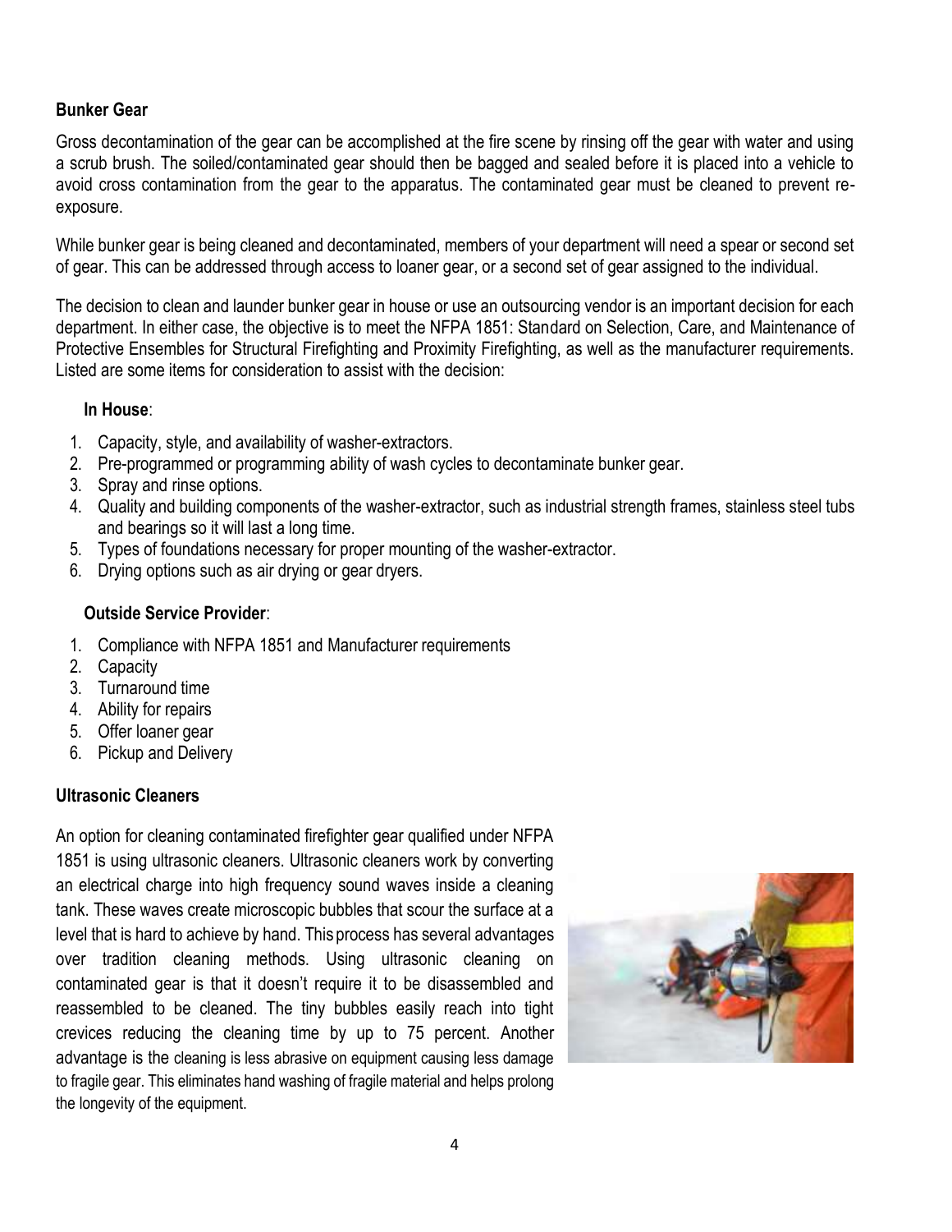**Bunker Gear**

Gross decontamination of the gear can be accomplished at the fire scene by rinsing off the gear with water and using a scrub brush. The soiled/contaminated gear should then be bagged and sealed before it is placed into a vehicle to avoid cross contamination from the gear to the apparatus. The contaminated gear must be cleaned to prevent re-exposure.

While bunker gear is being cleaned and decontaminated, members of your department will need a spear or second set of gear. This can be addressed through access to loaner gear, or a second set of gear assigned to the individual.

The decision to clean and launder bunker gear in house or use an outsourcing vendor is an important decision for each department. In either case, the objective is to meet the NFPA 1851: Standard on Selection, Care, and Maintenance of Protective Ensembles for Structural Firefighting and Proximity Firefighting, as well as the manufacturer requirements. Listed are some items for consideration to assist with the decision:

**In House**:

1. Capacity, style, and availability of washer-extractors.
2. Pre-programmed or programming ability of wash cycles to decontaminate bunker gear.
3. Spray and rinse options.
4. Quality and building components of the washer-extractor, such as industrial strength frames, stainless steel tubs and bearings so it will last a long time.
5. Types of foundations necessary for proper mounting of the washer-extractor.
6. Drying options such as air drying or gear dryers.

**Outside Service Provider**:

1. Compliance with NFPA 1851 and Manufacturer requirements
2. Capacity
3. Turnaround time
4. Ability for repairs
5. Offer loaner gear
6. Pickup and Delivery

**Ultrasonic Cleaners**

An option for cleaning contaminated firefighter gear qualified under NFPA 1851 is using ultrasonic cleaners. Ultrasonic cleaners work by converting an electrical charge into high frequency sound waves inside a cleaning tank. These waves create microscopic bubbles that scour the surface at a level that is hard to achieve by hand. This process has several advantages over tradition cleaning methods. Using ultrasonic cleaning on contaminated gear is that it doesn't require it to be disassembled and reassembled to be cleaned. The tiny bubbles easily reach into tight crevices reducing the cleaning time by up to 75 percent. Another advantage is the cleaning is less abrasive on equipment causing less damage to fragile gear. This eliminates hand washing of fragile material and helps prolong the longevity of the equipment.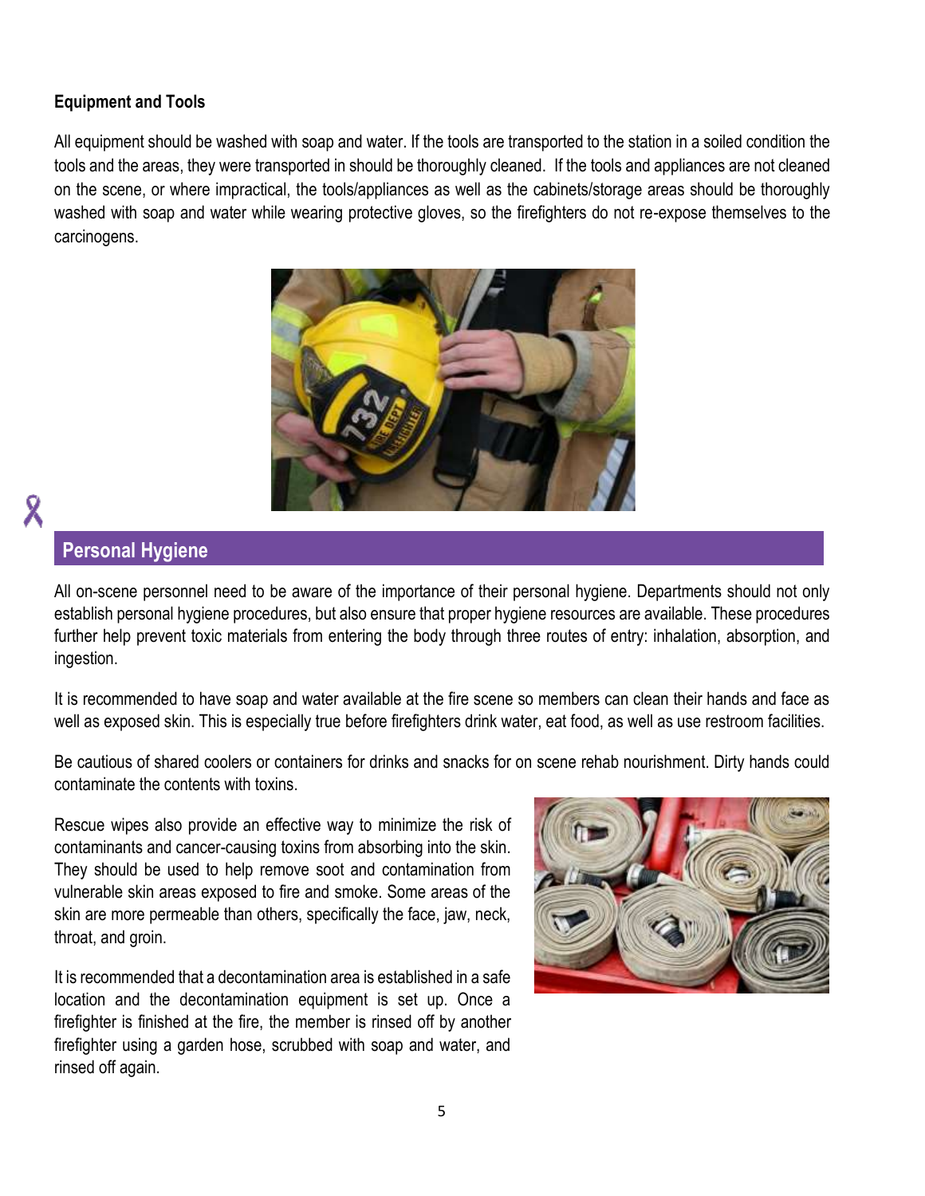**Equipment and Tools**

All equipment should be washed with soap and water. If the tools are transported to the station in a soiled condition the tools and the areas, they were transported in should be thoroughly cleaned. If the tools and appliances are not cleaned on the scene, or where impractical, the tools/appliances as well as the cabinets/storage areas should be thoroughly washed with soap and water while wearing protective gloves, so the firefighters do not re-expose themselves to the carcinogens.

## Personal Hygiene

All on-scene personnel need to be aware of the importance of their personal hygiene. Departments should not only establish personal hygiene procedures, but also ensure that proper hygiene resources are available. These procedures further help prevent toxic materials from entering the body through three routes of entry: inhalation, absorption, and ingestion.

It is recommended to have soap and water available at the fire scene so members can clean their hands and face as well as exposed skin. This is especially true before firefighters drink water, eat food, as well as use restroom facilities.

Be cautious of shared coolers or containers for drinks and snacks for on scene rehab nourishment. Dirty hands could contaminate the contents with toxins.

Rescue wipes also provide an effective way to minimize the risk of contaminants and cancer-causing toxins from absorbing into the skin. They should be used to help remove soot and contamination from vulnerable skin areas exposed to fire and smoke. Some areas of the skin are more permeable than others, specifically the face, jaw, neck, throat, and groin.

It is recommended that a decontamination area is established in a safe location and the decontamination equipment is set up. Once a firefighter is finished at the fire, the member is rinsed off by another firefighter using a garden hose, scrubbed with soap and water, and rinsed off again.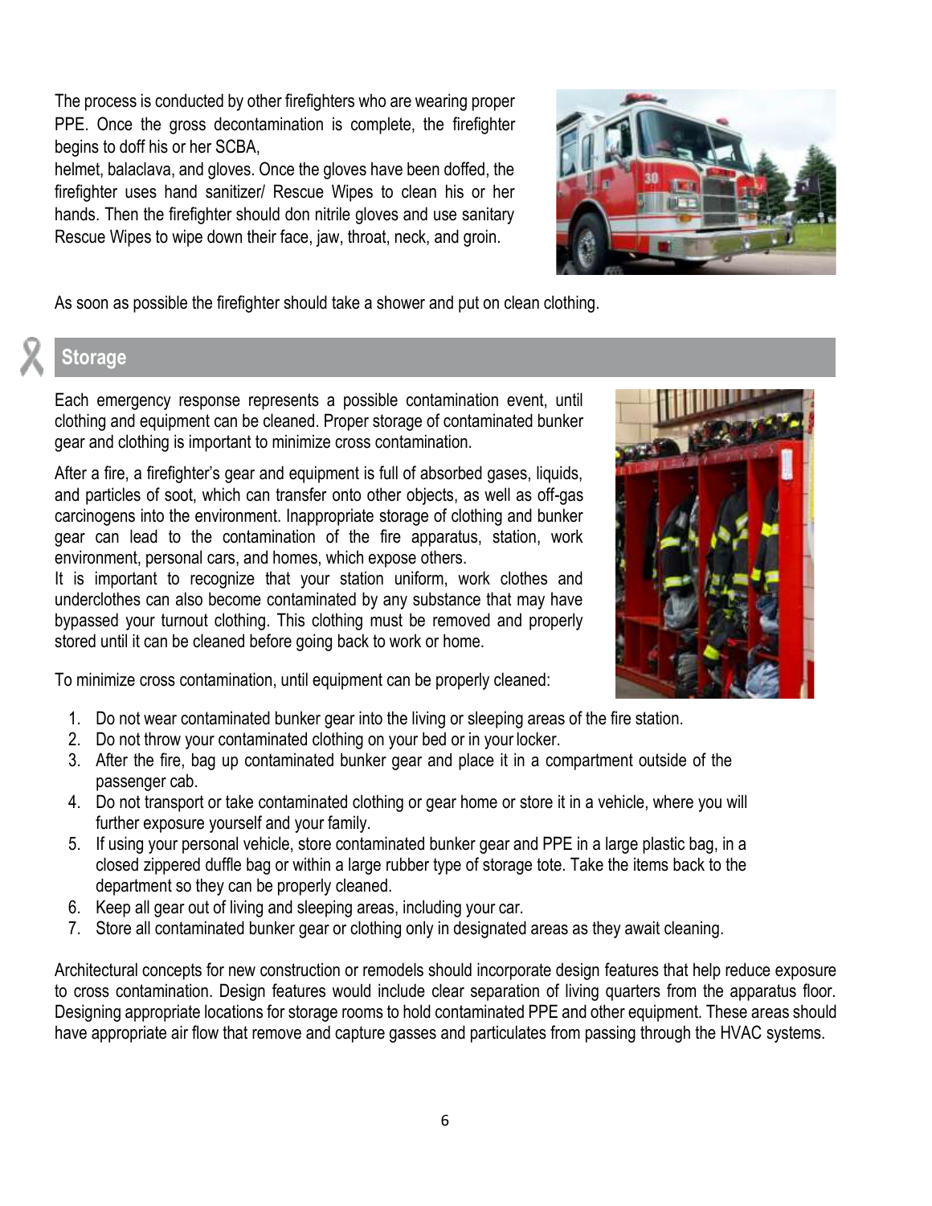The process is conducted by other firefighters who are wearing proper PPE. Once the gross decontamination is complete, the firefighter begins to doff his or her SCBA, helmet, balaclava, and gloves. Once the gloves have been doffed, the firefighter uses hand sanitizer/ Rescue Wipes to clean his or her hands. Then the firefighter should don nitrile gloves and use sanitary Rescue Wipes to wipe down their face, jaw, throat, neck, and groin.

As soon as possible the firefighter should take a shower and put on clean clothing.

## Storage

Each emergency response represents a possible contamination event, until clothing and equipment can be cleaned. Proper storage of contaminated bunker gear and clothing is important to minimize cross contamination.

After a fire, a firefighter's gear and equipment is full of absorbed gases, liquids, and particles of soot, which can transfer onto other objects, as well as off-gas carcinogens into the environment. Inappropriate storage of clothing and bunker gear can lead to the contamination of the fire apparatus, station, work environment, personal cars, and homes, which expose others.

It is important to recognize that your station uniform, work clothes and underclothes can also become contaminated by any substance that may have bypassed your turnout clothing. This clothing must be removed and properly stored until it can be cleaned before going back to work or home.

To minimize cross contamination, until equipment can be properly cleaned:

1. Do not wear contaminated bunker gear into the living or sleeping areas of the fire station.
2. Do not throw your contaminated clothing on your bed or in your locker.
3. After the fire, bag up contaminated bunker gear and place it in a compartment outside of the passenger cab.
4. Do not transport or take contaminated clothing or gear home or store it in a vehicle, where you will further exposure yourself and your family.
5. If using your personal vehicle, store contaminated bunker gear and PPE in a large plastic bag, in a closed zippered duffle bag or within a large rubber type of storage tote. Take the items back to the department so they can be properly cleaned.
6. Keep all gear out of living and sleeping areas, including your car.
7. Store all contaminated bunker gear or clothing only in designated areas as they await cleaning.

Architectural concepts for new construction or remodels should incorporate design features that help reduce exposure to cross contamination. Design features would include clear separation of living quarters from the apparatus floor. Designing appropriate locations for storage rooms to hold contaminated PPE and other equipment. These areas should have appropriate air flow that remove and capture gasses and particulates from passing through the HVAC systems.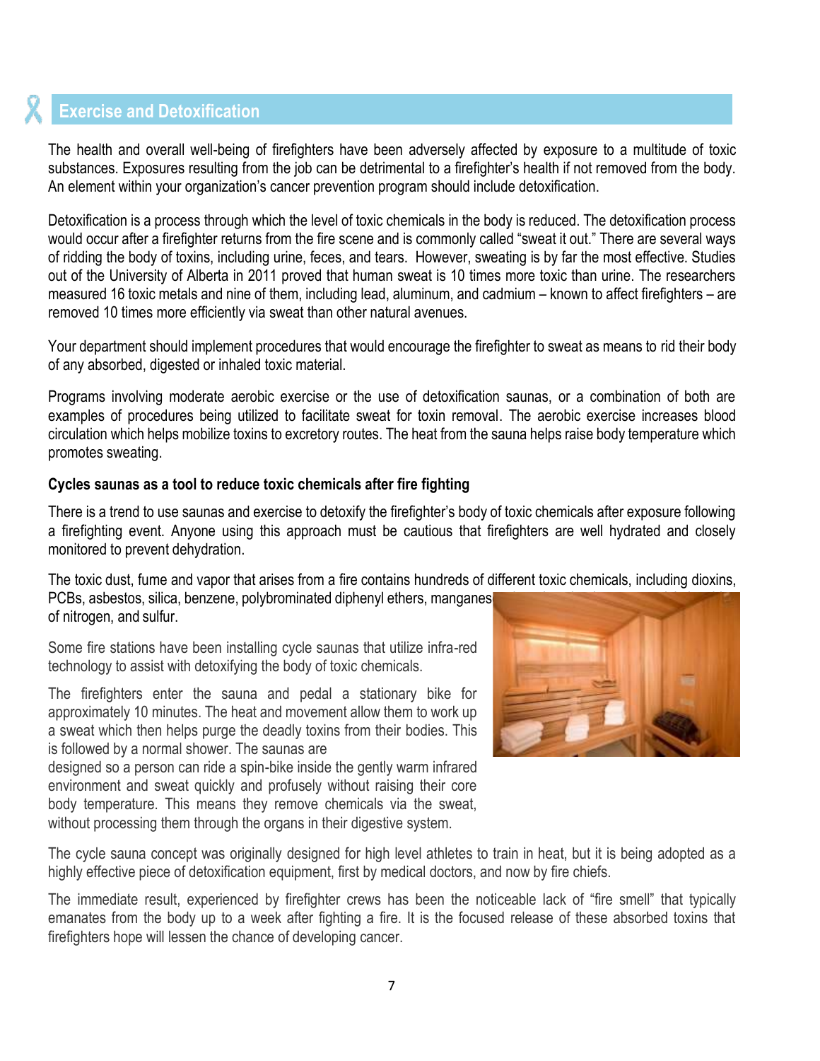## Exercise and Detoxification

The health and overall well-being of firefighters have been adversely affected by exposure to a multitude of toxic substances. Exposures resulting from the job can be detrimental to a firefighter's health if not removed from the body. An element within your organization's cancer prevention program should include detoxification.

Detoxification is a process through which the level of toxic chemicals in the body is reduced. The detoxification process would occur after a firefighter returns from the fire scene and is commonly called "sweat it out." There are several ways of ridding the body of toxins, including urine, feces, and tears. However, sweating is by far the most effective. Studies out of the University of Alberta in 2011 proved that human sweat is 10 times more toxic than urine. The researchers measured 16 toxic metals and nine of them, including lead, aluminum, and cadmium – known to affect firefighters – are removed 10 times more efficiently via sweat than other natural avenues.

Your department should implement procedures that would encourage the firefighter to sweat as means to rid their body of any absorbed, digested or inhaled toxic material.

Programs involving moderate aerobic exercise or the use of detoxification saunas, or a combination of both are examples of procedures being utilized to facilitate sweat for toxin removal. The aerobic exercise increases blood circulation which helps mobilize toxins to excretory routes. The heat from the sauna helps raise body temperature which promotes sweating.

**Cycles saunas as a tool to reduce toxic chemicals after fire fighting**

There is a trend to use saunas and exercise to detoxify the firefighter's body of toxic chemicals after exposure following a firefighting event. Anyone using this approach must be cautious that firefighters are well hydrated and closely monitored to prevent dehydration.

The toxic dust, fume and vapor that arises from a fire contains hundreds of different toxic chemicals, including dioxins, PCBs, asbestos, silica, benzene, polybrominated diphenyl ethers, manganes of nitrogen, and sulfur.

Some fire stations have been installing cycle saunas that utilize infra-red technology to assist with detoxifying the body of toxic chemicals.

The firefighters enter the sauna and pedal a stationary bike for approximately 10 minutes. The heat and movement allow them to work up a sweat which then helps purge the deadly toxins from their bodies. This is followed by a normal shower. The saunas are designed so a person can ride a spin-bike inside the gently warm infrared environment and sweat quickly and profusely without raising their core body temperature. This means they remove chemicals via the sweat, without processing them through the organs in their digestive system.

The cycle sauna concept was originally designed for high level athletes to train in heat, but it is being adopted as a highly effective piece of detoxification equipment, first by medical doctors, and now by fire chiefs.

The immediate result, experienced by firefighter crews has been the noticeable lack of "fire smell" that typically emanates from the body up to a week after fighting a fire. It is the focused release of these absorbed toxins that firefighters hope will lessen the chance of developing cancer.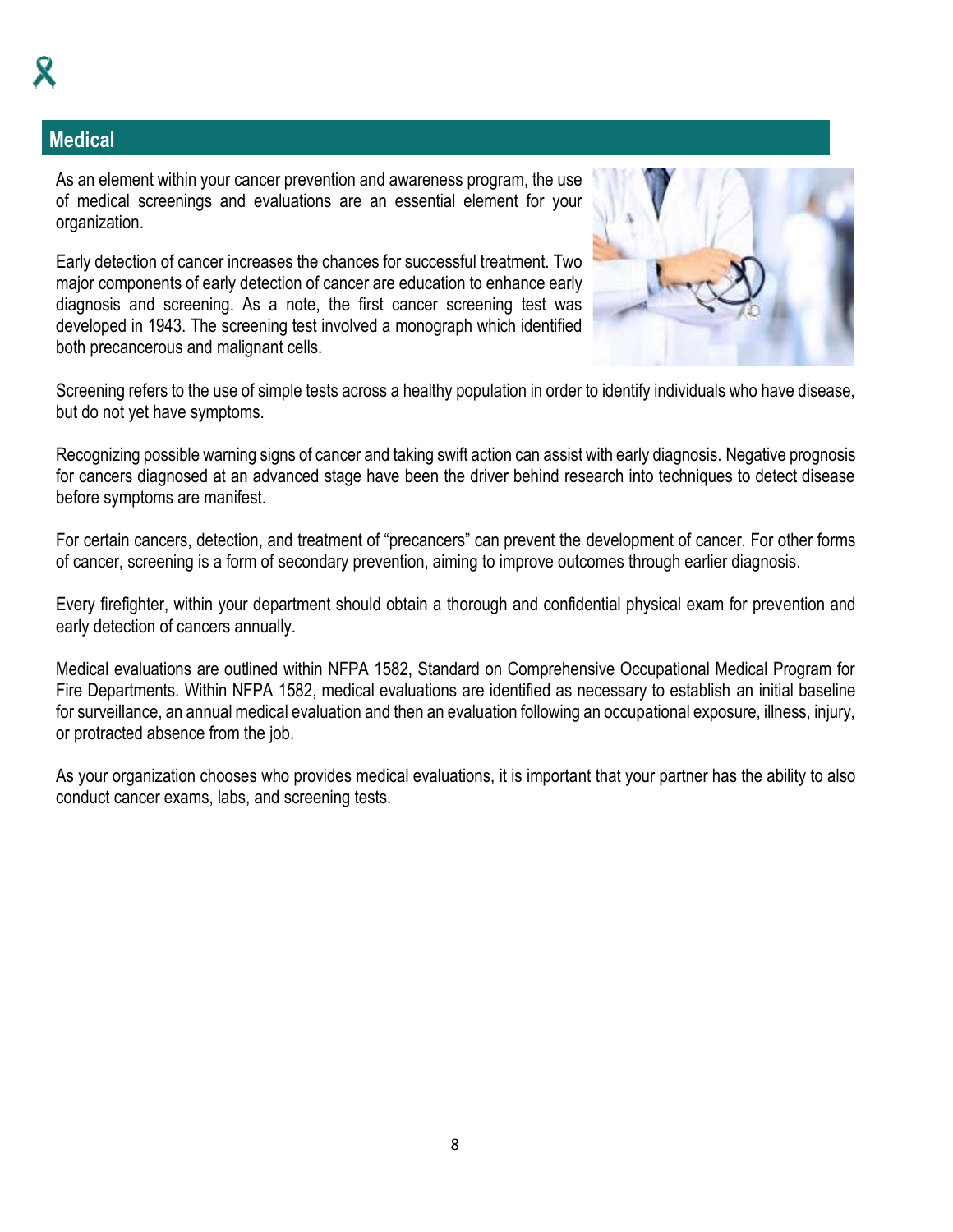## Medical

As an element within your cancer prevention and awareness program, the use of medical screenings and evaluations are an essential element for your organization.

Early detection of cancer increases the chances for successful treatment. Two major components of early detection of cancer are education to enhance early diagnosis and screening. As a note, the first cancer screening test was developed in 1943. The screening test involved a monograph which identified both precancerous and malignant cells.

Screening refers to the use of simple tests across a healthy population in order to identify individuals who have disease, but do not yet have symptoms.

Recognizing possible warning signs of cancer and taking swift action can assist with early diagnosis. Negative prognosis for cancers diagnosed at an advanced stage have been the driver behind research into techniques to detect disease before symptoms are manifest.

For certain cancers, detection, and treatment of "precancers" can prevent the development of cancer. For other forms of cancer, screening is a form of secondary prevention, aiming to improve outcomes through earlier diagnosis.

Every firefighter, within your department should obtain a thorough and confidential physical exam for prevention and early detection of cancers annually.

Medical evaluations are outlined within NFPA 1582, Standard on Comprehensive Occupational Medical Program for Fire Departments. Within NFPA 1582, medical evaluations are identified as necessary to establish an initial baseline for surveillance, an annual medical evaluation and then an evaluation following an occupational exposure, illness, injury, or protracted absence from the job.

As your organization chooses who provides medical evaluations, it is important that your partner has the ability to also conduct cancer exams, labs, and screening tests.